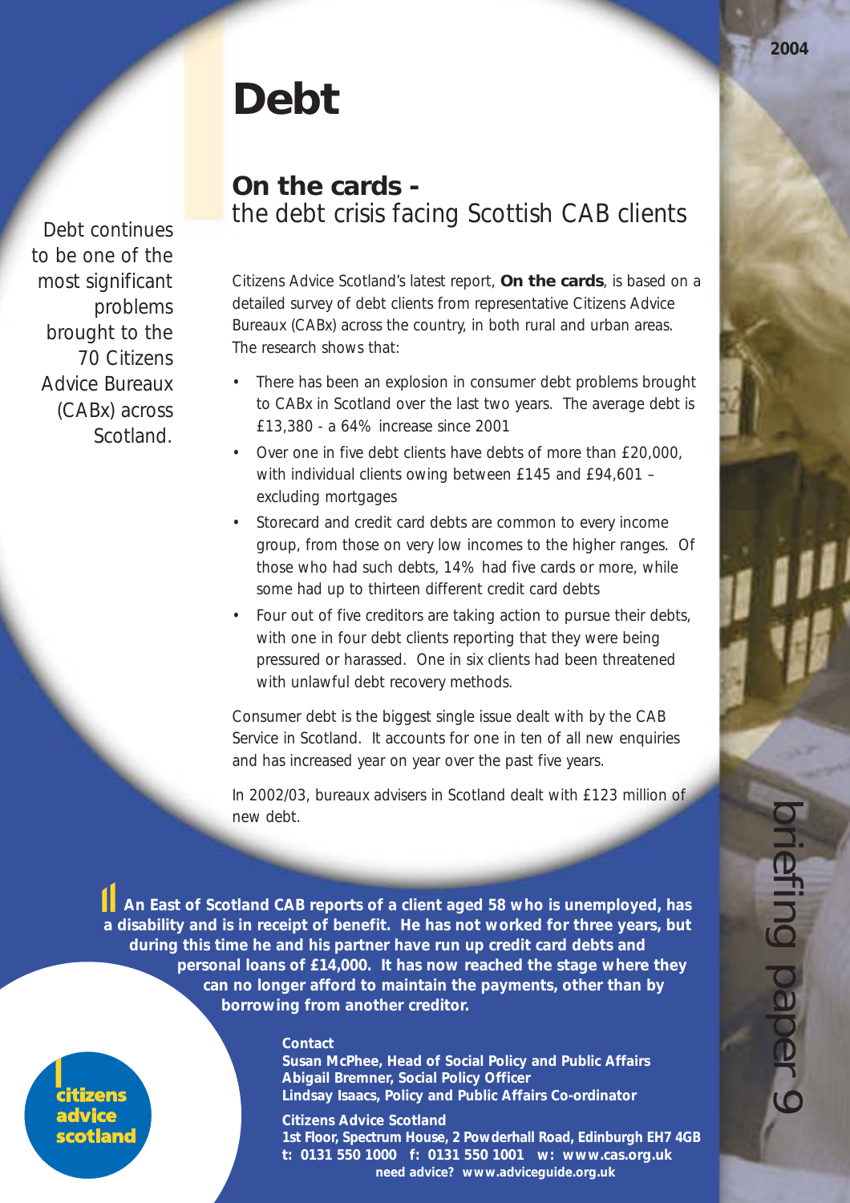2004

# Debt

## On the cards - the debt crisis facing Scottish CAB clients

*Debt continues to be one of the most significant problems brought to the 70 Citizens Advice Bureaux (CABx) across Scotland.*

Citizens Advice Scotland's latest report, **On the cards**, is based on a detailed survey of debt clients from representative Citizens Advice Bureaux (CABx) across the country, in both rural and urban areas. The research shows that:

- There has been an explosion in consumer debt problems brought to CABx in Scotland over the last two years. The average debt is £13,380 - a 64% increase since 2001
- Over one in five debt clients have debts of more than £20,000, with individual clients owing between £145 and £94,601 – excluding mortgages
- Storecard and credit card debts are common to every income group, from those on very low incomes to the higher ranges. Of those who had such debts, 14% had five cards or more, while some had up to thirteen different credit card debts
- Four out of five creditors are taking action to pursue their debts, with one in four debt clients reporting that they were being pressured or harassed. One in six clients had been threatened with unlawful debt recovery methods.

Consumer debt is the biggest single issue dealt with by the CAB Service in Scotland. It accounts for one in ten of all new enquiries and has increased year on year over the past five years.

In 2002/03, bureaux advisers in Scotland dealt with £123 million of new debt.

**"An East of Scotland CAB reports of a client aged 58 who is unemployed, has a disability and is in receipt of benefit. He has not worked for three years, but during this time he and his partner have run up credit card debts and personal loans of £14,000. It has now reached the stage where they can no longer afford to maintain the payments, other than by borrowing from another creditor.**

**Contact**
**Susan McPhee, Head of Social Policy and Public Affairs**
**Abigail Bremner, Social Policy Officer**
**Lindsay Isaacs, Policy and Public Affairs Co-ordinator**

**Citizens Advice Scotland**
**1st Floor, Spectrum House, 2 Powderhall Road, Edinburgh EH7 4GB**
**t: 0131 550 1000 f: 0131 550 1001 w: www.cas.org.uk**
**need advice? www.adviceguide.org.uk**

citizens advice scotland

briefing paper 9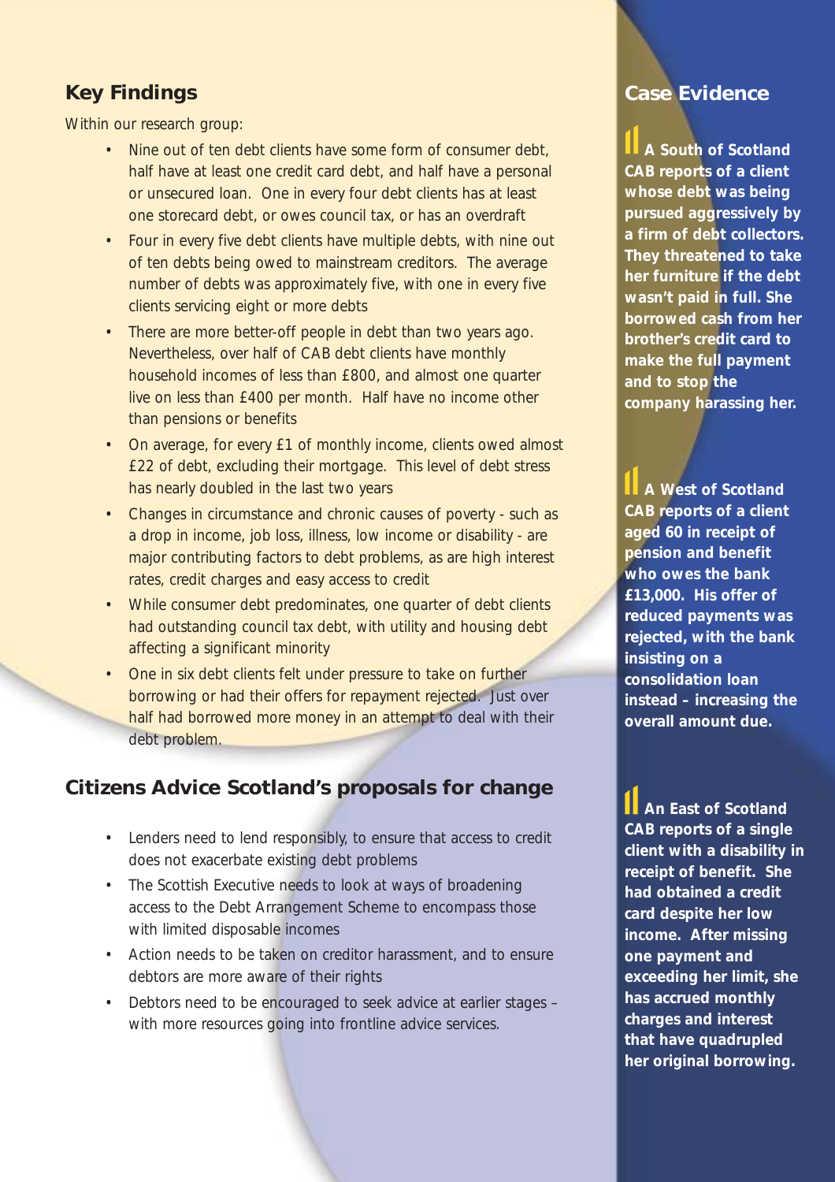## Key Findings

Within our research group:

- Nine out of ten debt clients have some form of consumer debt, half have at least one credit card debt, and half have a personal or unsecured loan. One in every four debt clients has at least one storecard debt, or owes council tax, or has an overdraft
- Four in every five debt clients have multiple debts, with nine out of ten debts being owed to mainstream creditors. The average number of debts was approximately five, with one in every five clients servicing eight or more debts
- There are more better-off people in debt than two years ago. Nevertheless, over half of CAB debt clients have monthly household incomes of less than £800, and almost one quarter live on less than £400 per month. Half have no income other than pensions or benefits
- On average, for every £1 of monthly income, clients owed almost £22 of debt, excluding their mortgage. This level of debt stress has nearly doubled in the last two years
- Changes in circumstance and chronic causes of poverty - such as a drop in income, job loss, illness, low income or disability - are major contributing factors to debt problems, as are high interest rates, credit charges and easy access to credit
- While consumer debt predominates, one quarter of debt clients had outstanding council tax debt, with utility and housing debt affecting a significant minority
- One in six debt clients felt under pressure to take on further borrowing or had their offers for repayment rejected. Just over half had borrowed more money in an attempt to deal with their debt problem.

## Citizens Advice Scotland's proposals for change

- Lenders need to lend responsibly, to ensure that access to credit does not exacerbate existing debt problems
- The Scottish Executive needs to look at ways of broadening access to the Debt Arrangement Scheme to encompass those with limited disposable incomes
- Action needs to be taken on creditor harassment, and to ensure debtors are more aware of their rights
- Debtors need to be encouraged to seek advice at earlier stages – with more resources going into frontline advice services.

## Case Evidence

**A South of Scotland CAB reports of a client whose debt was being pursued aggressively by a firm of debt collectors. They threatened to take her furniture if the debt wasn't paid in full. She borrowed cash from her brother's credit card to make the full payment and to stop the company harassing her.**

**A West of Scotland CAB reports of a client aged 60 in receipt of pension and benefit who owes the bank £13,000. His offer of reduced payments was rejected, with the bank insisting on a consolidation loan instead – increasing the overall amount due.**

**An East of Scotland CAB reports of a single client with a disability in receipt of benefit. She had obtained a credit card despite her low income. After missing one payment and exceeding her limit, she has accrued monthly charges and interest that have quadrupled her original borrowing.**